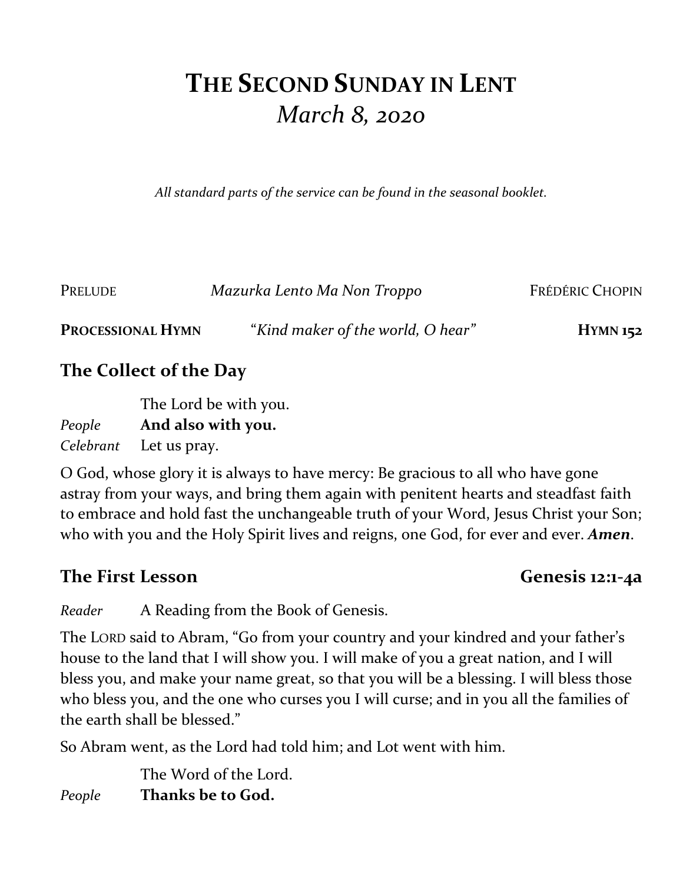# The Second Sunday in Lent
## *March 8, 2020*

*All standard parts of the service can be found in the seasonal booklet.*

PRELUDE *Mazurka Lento Ma Non Troppo* FRÉDÉRIC CHOPIN

**PROCESSIONAL HYMN** *"Kind maker of the world, O hear"* **HYMN 152**

## The Collect of the Day

The Lord be with you.
*People* **And also with you.**
*Celebrant* Let us pray.

O God, whose glory it is always to have mercy: Be gracious to all who have gone astray from your ways, and bring them again with penitent hearts and steadfast faith to embrace and hold fast the unchangeable truth of your Word, Jesus Christ your Son; who with you and the Holy Spirit lives and reigns, one God, for ever and ever. ***Amen***.

## The First Lesson Genesis 12:1-4a

*Reader* A Reading from the Book of Genesis.

The LORD said to Abram, "Go from your country and your kindred and your father's house to the land that I will show you. I will make of you a great nation, and I will bless you, and make your name great, so that you will be a blessing. I will bless those who bless you, and the one who curses you I will curse; and in you all the families of the earth shall be blessed."

So Abram went, as the Lord had told him; and Lot went with him.

The Word of the Lord.
*People* **Thanks be to God.**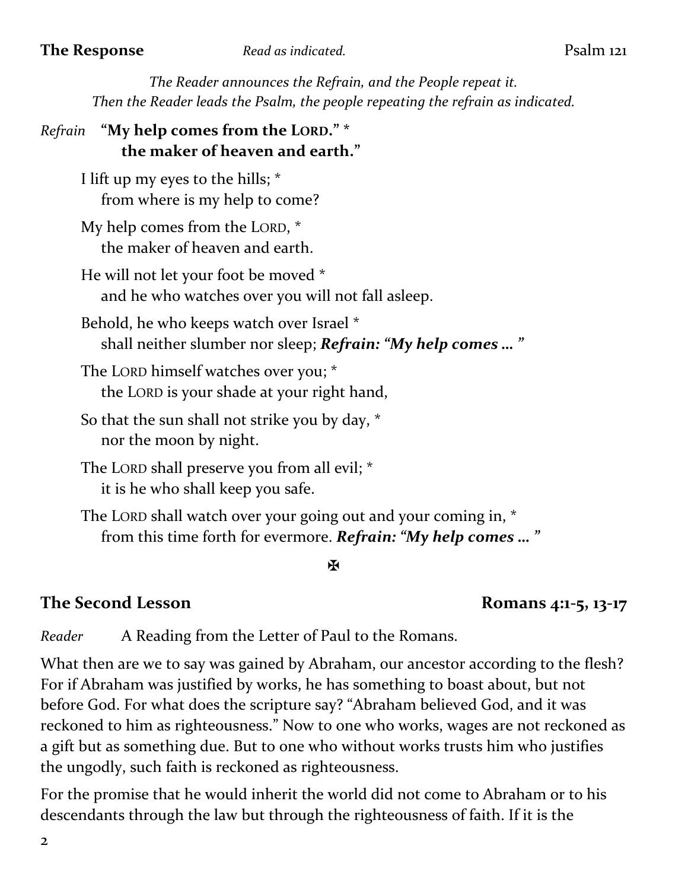**The Response** *Read as indicated.* Psalm 121

*The Reader announces the Refrain, and the People repeat it.*
*Then the Reader leads the Psalm, the people repeating the refrain as indicated.*

*Refrain* **"My help comes from the LORD." *
**the maker of heaven and earth."**

I lift up my eyes to the hills; *
from where is my help to come?

My help comes from the LORD, *
the maker of heaven and earth.

He will not let your foot be moved *
and he who watches over you will not fall asleep.

Behold, he who keeps watch over Israel *
shall neither slumber nor sleep; ***Refrain: "My help comes … "***

The LORD himself watches over you; *
the LORD is your shade at your right hand,

So that the sun shall not strike you by day, *
nor the moon by night.

The LORD shall preserve you from all evil; *
it is he who shall keep you safe.

The LORD shall watch over your going out and your coming in, *
from this time forth for evermore. ***Refrain: "My help comes … "***

✠

## The Second Lesson Romans 4:1-5, 13-17

*Reader* A Reading from the Letter of Paul to the Romans.

What then are we to say was gained by Abraham, our ancestor according to the flesh? For if Abraham was justified by works, he has something to boast about, but not before God. For what does the scripture say? "Abraham believed God, and it was reckoned to him as righteousness." Now to one who works, wages are not reckoned as a gift but as something due. But to one who without works trusts him who justifies the ungodly, such faith is reckoned as righteousness.

For the promise that he would inherit the world did not come to Abraham or to his descendants through the law but through the righteousness of faith. If it is the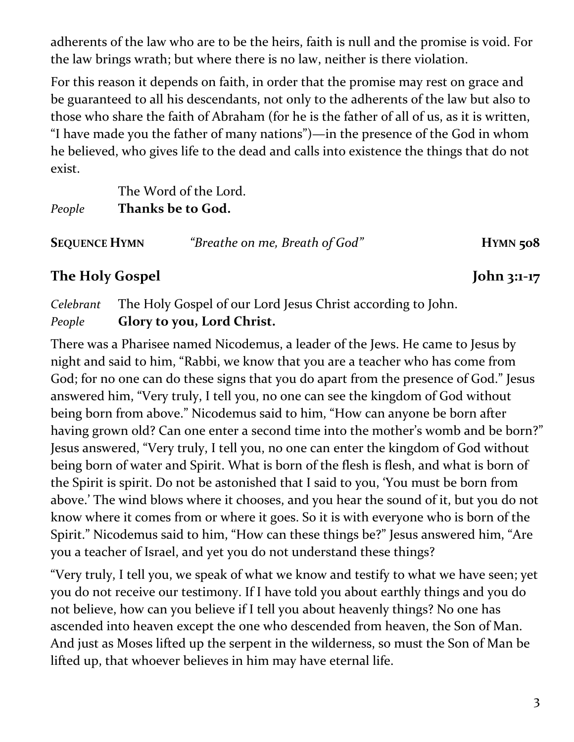adherents of the law who are to be the heirs, faith is null and the promise is void. For the law brings wrath; but where there is no law, neither is there violation.

For this reason it depends on faith, in order that the promise may rest on grace and be guaranteed to all his descendants, not only to the adherents of the law but also to those who share the faith of Abraham (for he is the father of all of us, as it is written, "I have made you the father of many nations")—in the presence of the God in whom he believed, who gives life to the dead and calls into existence the things that do not exist.

The Word of the Lord.
*People* **Thanks be to God.**

**SEQUENCE HYMN** *"Breathe on me, Breath of God"* **HYMN 508**

## The Holy Gospel John 3:1-17

*Celebrant* The Holy Gospel of our Lord Jesus Christ according to John.
*People* **Glory to you, Lord Christ.**

There was a Pharisee named Nicodemus, a leader of the Jews. He came to Jesus by night and said to him, "Rabbi, we know that you are a teacher who has come from God; for no one can do these signs that you do apart from the presence of God." Jesus answered him, "Very truly, I tell you, no one can see the kingdom of God without being born from above." Nicodemus said to him, "How can anyone be born after having grown old? Can one enter a second time into the mother's womb and be born?" Jesus answered, "Very truly, I tell you, no one can enter the kingdom of God without being born of water and Spirit. What is born of the flesh is flesh, and what is born of the Spirit is spirit. Do not be astonished that I said to you, 'You must be born from above.' The wind blows where it chooses, and you hear the sound of it, but you do not know where it comes from or where it goes. So it is with everyone who is born of the Spirit." Nicodemus said to him, "How can these things be?" Jesus answered him, "Are you a teacher of Israel, and yet you do not understand these things?

"Very truly, I tell you, we speak of what we know and testify to what we have seen; yet you do not receive our testimony. If I have told you about earthly things and you do not believe, how can you believe if I tell you about heavenly things? No one has ascended into heaven except the one who descended from heaven, the Son of Man. And just as Moses lifted up the serpent in the wilderness, so must the Son of Man be lifted up, that whoever believes in him may have eternal life.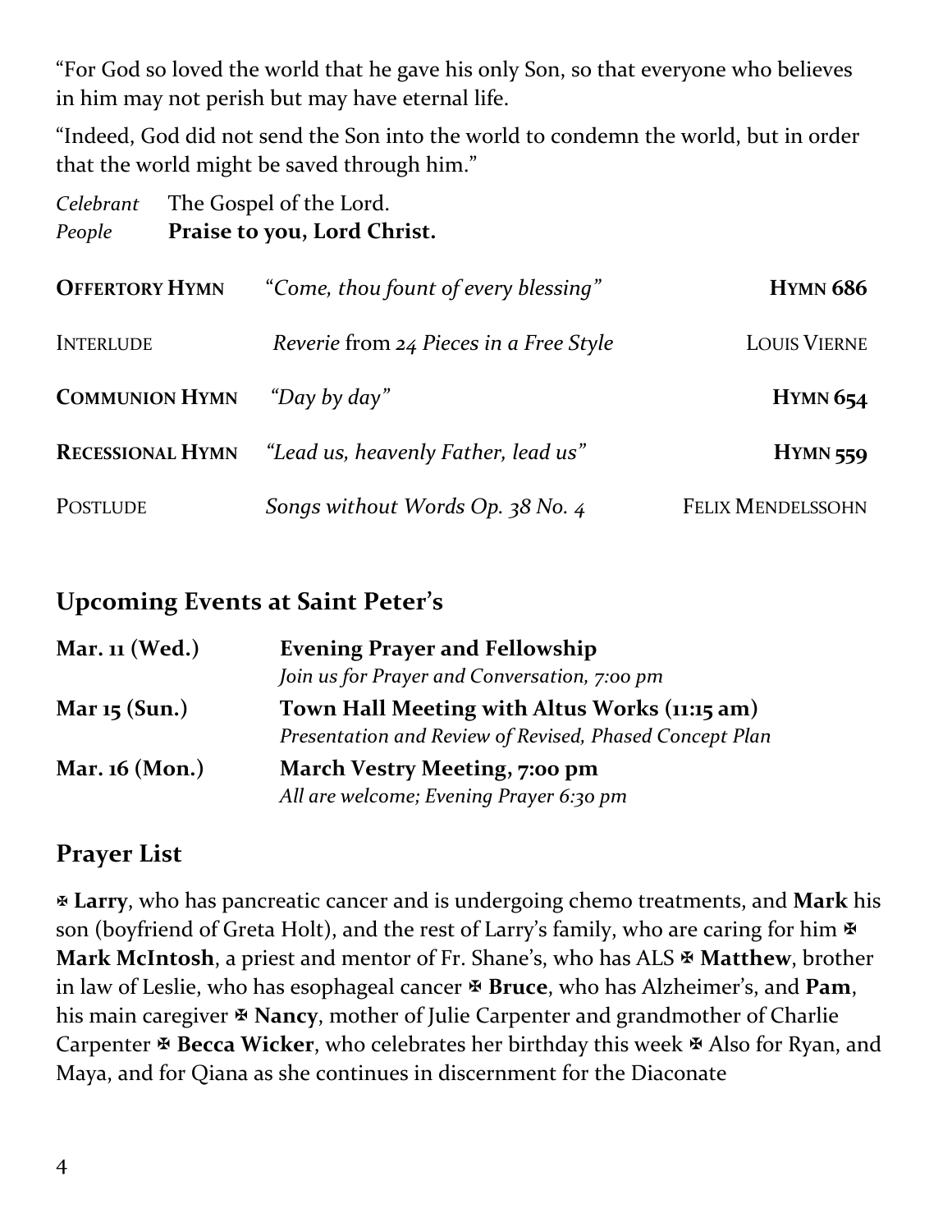"For God so loved the world that he gave his only Son, so that everyone who believes in him may not perish but may have eternal life.

"Indeed, God did not send the Son into the world to condemn the world, but in order that the world might be saved through him."

*Celebrant* The Gospel of the Lord.
*People* **Praise to you, Lord Christ.**

| | | |
|---|---|---|
| **OFFERTORY HYMN** | *"Come, thou fount of every blessing"* | **HYMN 686** |
| INTERLUDE | *Reverie* from *24 Pieces in a Free Style* | LOUIS VIERNE |
| **COMMUNION HYMN** | *"Day by day"* | **HYMN 654** |
| **RECESSIONAL HYMN** | *"Lead us, heavenly Father, lead us"* | **HYMN 559** |
| POSTLUDE | *Songs without Words Op. 38 No. 4* | FELIX MENDELSSOHN |

## Upcoming Events at Saint Peter's

| | |
|---|---|
| **Mar. 11 (Wed.)** | **Evening Prayer and Fellowship**<br>*Join us for Prayer and Conversation, 7:00 pm* |
| **Mar 15 (Sun.)** | **Town Hall Meeting with Altus Works (11:15 am)**<br>*Presentation and Review of Revised, Phased Concept Plan* |
| **Mar. 16 (Mon.)** | **March Vestry Meeting, 7:00 pm**<br>*All are welcome; Evening Prayer 6:30 pm* |

## Prayer List

✠ **Larry**, who has pancreatic cancer and is undergoing chemo treatments, and **Mark** his son (boyfriend of Greta Holt), and the rest of Larry's family, who are caring for him ✠ **Mark McIntosh**, a priest and mentor of Fr. Shane's, who has ALS ✠ **Matthew**, brother in law of Leslie, who has esophageal cancer ✠ **Bruce**, who has Alzheimer's, and **Pam**, his main caregiver ✠ **Nancy**, mother of Julie Carpenter and grandmother of Charlie Carpenter ✠ **Becca Wicker**, who celebrates her birthday this week ✠ Also for Ryan, and Maya, and for Qiana as she continues in discernment for the Diaconate